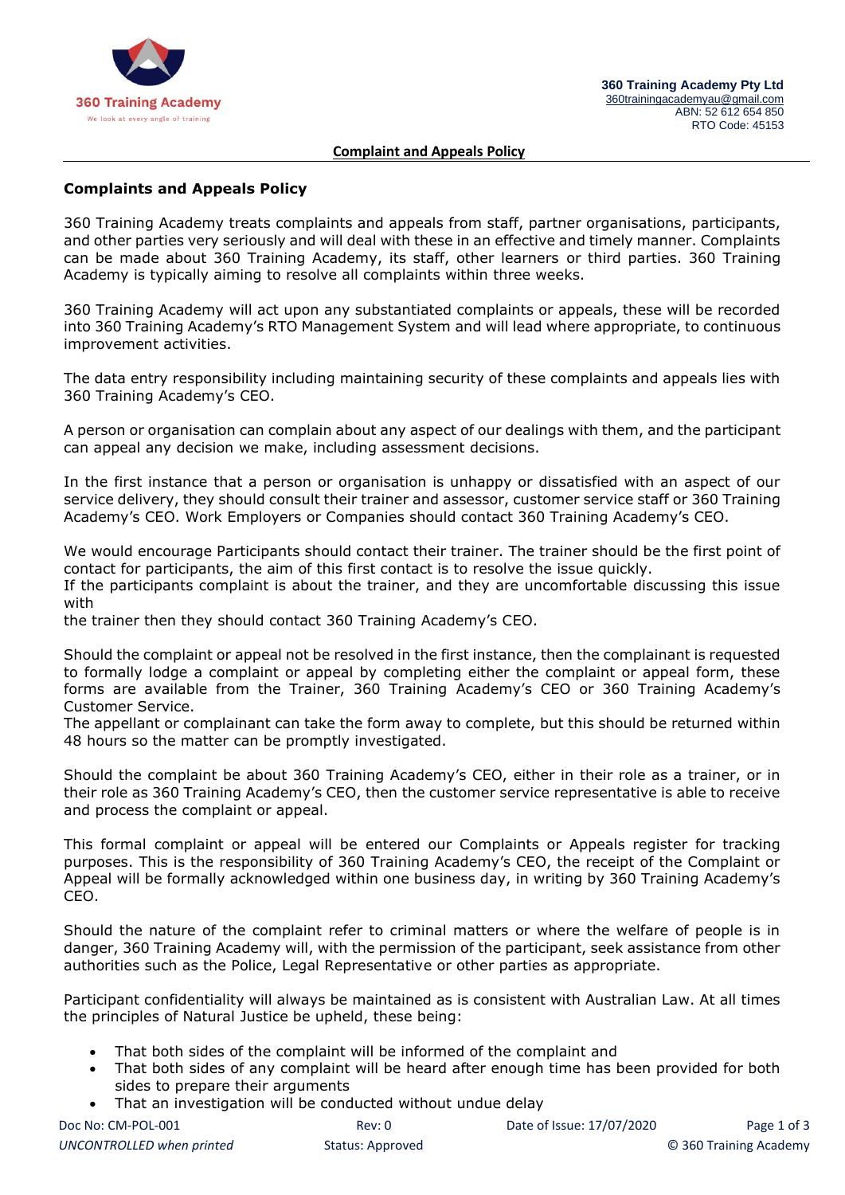## Complaints and Appeals Policy

360 Training Academy treats complaints and appeals from staff, partner organisations, participants, and other parties very seriously and will deal with these in an effective and timely manner. Complaints can be made about 360 Training Academy, its staff, other learners or third parties. 360 Training Academy is typically aiming to resolve all complaints within three weeks.

360 Training Academy will act upon any substantiated complaints or appeals, these will be recorded into 360 Training Academy's RTO Management System and will lead where appropriate, to continuous improvement activities.

The data entry responsibility including maintaining security of these complaints and appeals lies with 360 Training Academy's CEO.

A person or organisation can complain about any aspect of our dealings with them, and the participant can appeal any decision we make, including assessment decisions.

In the first instance that a person or organisation is unhappy or dissatisfied with an aspect of our service delivery, they should consult their trainer and assessor, customer service staff or 360 Training Academy's CEO. Work Employers or Companies should contact 360 Training Academy's CEO.

We would encourage Participants should contact their trainer. The trainer should be the first point of contact for participants, the aim of this first contact is to resolve the issue quickly.
If the participants complaint is about the trainer, and they are uncomfortable discussing this issue with
the trainer then they should contact 360 Training Academy's CEO.

Should the complaint or appeal not be resolved in the first instance, then the complainant is requested to formally lodge a complaint or appeal by completing either the complaint or appeal form, these forms are available from the Trainer, 360 Training Academy's CEO or 360 Training Academy's Customer Service.
The appellant or complainant can take the form away to complete, but this should be returned within 48 hours so the matter can be promptly investigated.

Should the complaint be about 360 Training Academy's CEO, either in their role as a trainer, or in their role as 360 Training Academy's CEO, then the customer service representative is able to receive and process the complaint or appeal.

This formal complaint or appeal will be entered our Complaints or Appeals register for tracking purposes. This is the responsibility of 360 Training Academy's CEO, the receipt of the Complaint or Appeal will be formally acknowledged within one business day, in writing by 360 Training Academy's CEO.

Should the nature of the complaint refer to criminal matters or where the welfare of people is in danger, 360 Training Academy will, with the permission of the participant, seek assistance from other authorities such as the Police, Legal Representative or other parties as appropriate.

Participant confidentiality will always be maintained as is consistent with Australian Law. At all times the principles of Natural Justice be upheld, these being:

- That both sides of the complaint will be informed of the complaint and
- That both sides of any complaint will be heard after enough time has been provided for both sides to prepare their arguments
- That an investigation will be conducted without undue delay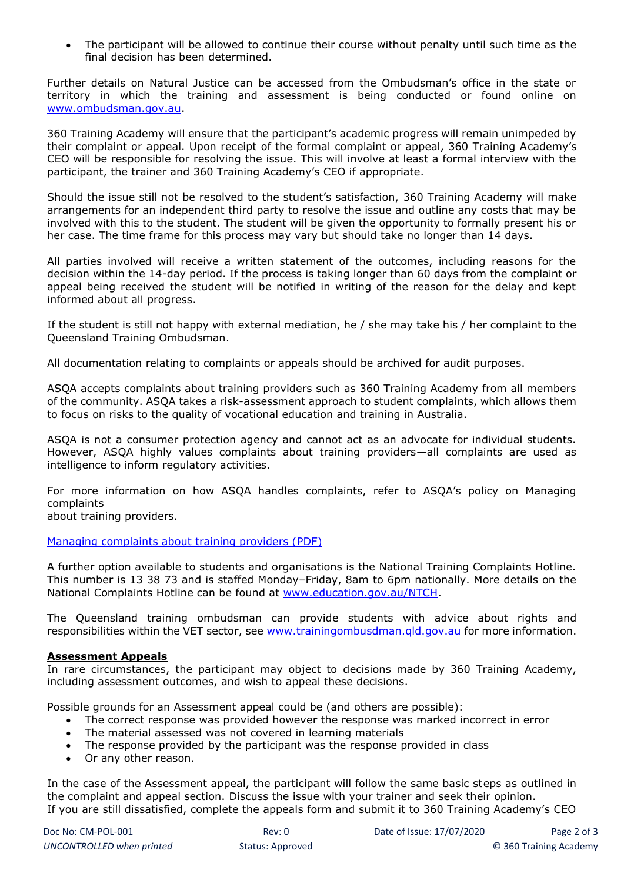- The participant will be allowed to continue their course without penalty until such time as the final decision has been determined.

Further details on Natural Justice can be accessed from the Ombudsman's office in the state or territory in which the training and assessment is being conducted or found online on [www.ombudsman.gov.au](www.ombudsman.gov.au).

360 Training Academy will ensure that the participant's academic progress will remain unimpeded by their complaint or appeal. Upon receipt of the formal complaint or appeal, 360 Training Academy's CEO will be responsible for resolving the issue. This will involve at least a formal interview with the participant, the trainer and 360 Training Academy's CEO if appropriate.

Should the issue still not be resolved to the student's satisfaction, 360 Training Academy will make arrangements for an independent third party to resolve the issue and outline any costs that may be involved with this to the student. The student will be given the opportunity to formally present his or her case. The time frame for this process may vary but should take no longer than 14 days.

All parties involved will receive a written statement of the outcomes, including reasons for the decision within the 14-day period. If the process is taking longer than 60 days from the complaint or appeal being received the student will be notified in writing of the reason for the delay and kept informed about all progress.

If the student is still not happy with external mediation, he / she may take his / her complaint to the Queensland Training Ombudsman.

All documentation relating to complaints or appeals should be archived for audit purposes.

ASQA accepts complaints about training providers such as 360 Training Academy from all members of the community. ASQA takes a risk-assessment approach to student complaints, which allows them to focus on risks to the quality of vocational education and training in Australia.

ASQA is not a consumer protection agency and cannot act as an advocate for individual students. However, ASQA highly values complaints about training providers—all complaints are used as intelligence to inform regulatory activities.

For more information on how ASQA handles complaints, refer to ASQA's policy on Managing complaints
about training providers.

[Managing complaints about training providers (PDF)]

A further option available to students and organisations is the National Training Complaints Hotline. This number is 13 38 73 and is staffed Monday–Friday, 8am to 6pm nationally. More details on the National Complaints Hotline can be found at [www.education.gov.au/NTCH](www.education.gov.au/NTCH).

The Queensland training ombudsman can provide students with advice about rights and responsibilities within the VET sector, see [www.trainingombusdman.qld.gov.au](www.trainingombusdman.qld.gov.au) for more information.

**Assessment Appeals**

In rare circumstances, the participant may object to decisions made by 360 Training Academy, including assessment outcomes, and wish to appeal these decisions.

Possible grounds for an Assessment appeal could be (and others are possible):

- The correct response was provided however the response was marked incorrect in error
- The material assessed was not covered in learning materials
- The response provided by the participant was the response provided in class
- Or any other reason.

In the case of the Assessment appeal, the participant will follow the same basic steps as outlined in the complaint and appeal section. Discuss the issue with your trainer and seek their opinion.
If you are still dissatisfied, complete the appeals form and submit it to 360 Training Academy's CEO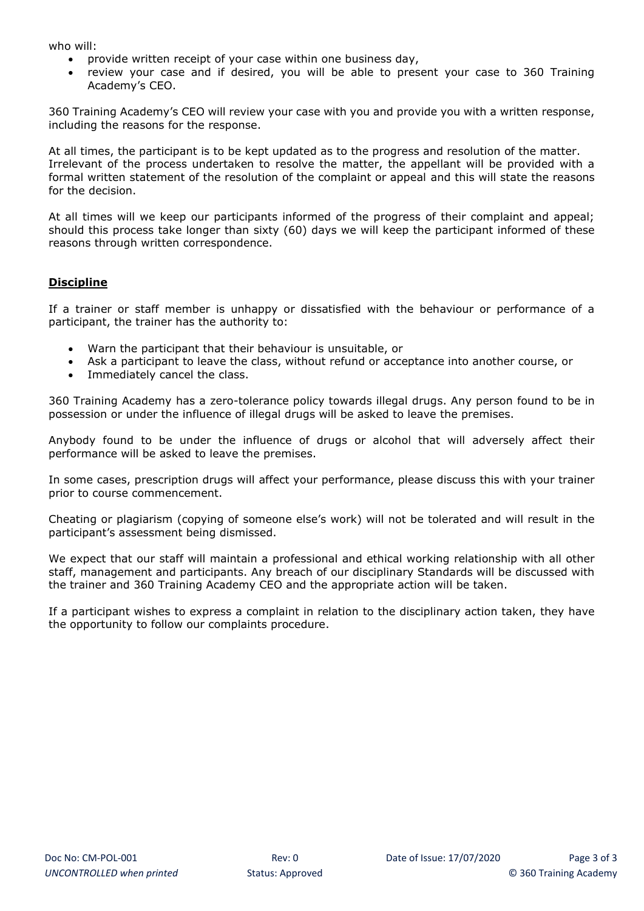who will:

- provide written receipt of your case within one business day,
- review your case and if desired, you will be able to present your case to 360 Training Academy's CEO.

360 Training Academy's CEO will review your case with you and provide you with a written response, including the reasons for the response.

At all times, the participant is to be kept updated as to the progress and resolution of the matter. Irrelevant of the process undertaken to resolve the matter, the appellant will be provided with a formal written statement of the resolution of the complaint or appeal and this will state the reasons for the decision.

At all times will we keep our participants informed of the progress of their complaint and appeal; should this process take longer than sixty (60) days we will keep the participant informed of these reasons through written correspondence.

## **Discipline**

If a trainer or staff member is unhappy or dissatisfied with the behaviour or performance of a participant, the trainer has the authority to:

- Warn the participant that their behaviour is unsuitable, or
- Ask a participant to leave the class, without refund or acceptance into another course, or
- Immediately cancel the class.

360 Training Academy has a zero-tolerance policy towards illegal drugs. Any person found to be in possession or under the influence of illegal drugs will be asked to leave the premises.

Anybody found to be under the influence of drugs or alcohol that will adversely affect their performance will be asked to leave the premises.

In some cases, prescription drugs will affect your performance, please discuss this with your trainer prior to course commencement.

Cheating or plagiarism (copying of someone else's work) will not be tolerated and will result in the participant's assessment being dismissed.

We expect that our staff will maintain a professional and ethical working relationship with all other staff, management and participants. Any breach of our disciplinary Standards will be discussed with the trainer and 360 Training Academy CEO and the appropriate action will be taken.

If a participant wishes to express a complaint in relation to the disciplinary action taken, they have the opportunity to follow our complaints procedure.